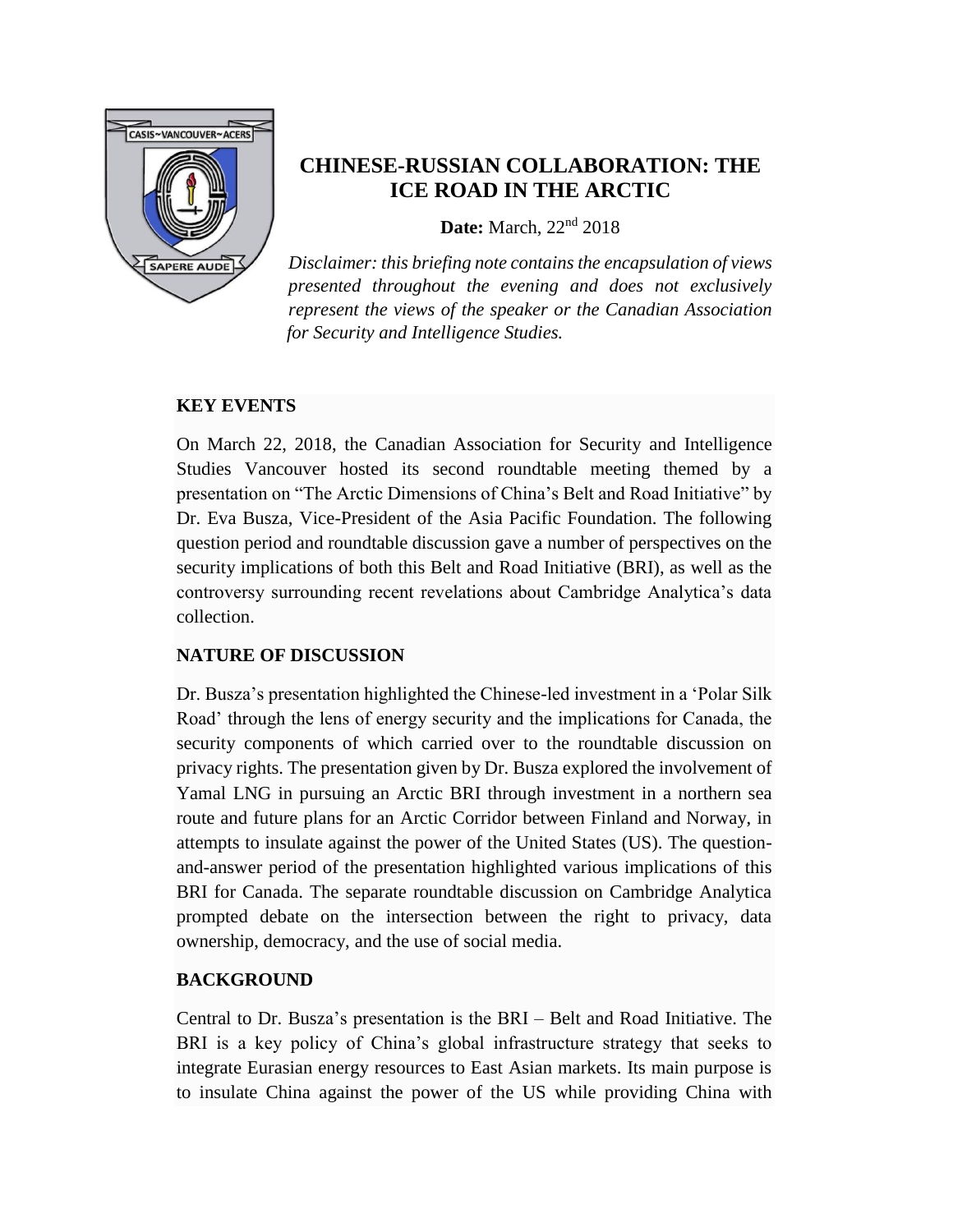# CHINESE-RUSSIAN COLLABORATION: THE ICE ROAD IN THE ARCTIC

**Date:** March, 22nd 2018

*Disclaimer: this briefing note contains the encapsulation of views presented throughout the evening and does not exclusively represent the views of the speaker or the Canadian Association for Security and Intelligence Studies.*

## KEY EVENTS

On March 22, 2018, the Canadian Association for Security and Intelligence Studies Vancouver hosted its second roundtable meeting themed by a presentation on "The Arctic Dimensions of China's Belt and Road Initiative" by Dr. Eva Busza, Vice-President of the Asia Pacific Foundation. The following question period and roundtable discussion gave a number of perspectives on the security implications of both this Belt and Road Initiative (BRI), as well as the controversy surrounding recent revelations about Cambridge Analytica's data collection.

## NATURE OF DISCUSSION

Dr. Busza's presentation highlighted the Chinese-led investment in a 'Polar Silk Road' through the lens of energy security and the implications for Canada, the security components of which carried over to the roundtable discussion on privacy rights. The presentation given by Dr. Busza explored the involvement of Yamal LNG in pursuing an Arctic BRI through investment in a northern sea route and future plans for an Arctic Corridor between Finland and Norway, in attempts to insulate against the power of the United States (US). The question-and-answer period of the presentation highlighted various implications of this BRI for Canada. The separate roundtable discussion on Cambridge Analytica prompted debate on the intersection between the right to privacy, data ownership, democracy, and the use of social media.

## BACKGROUND

Central to Dr. Busza's presentation is the BRI – Belt and Road Initiative. The BRI is a key policy of China's global infrastructure strategy that seeks to integrate Eurasian energy resources to East Asian markets. Its main purpose is to insulate China against the power of the US while providing China with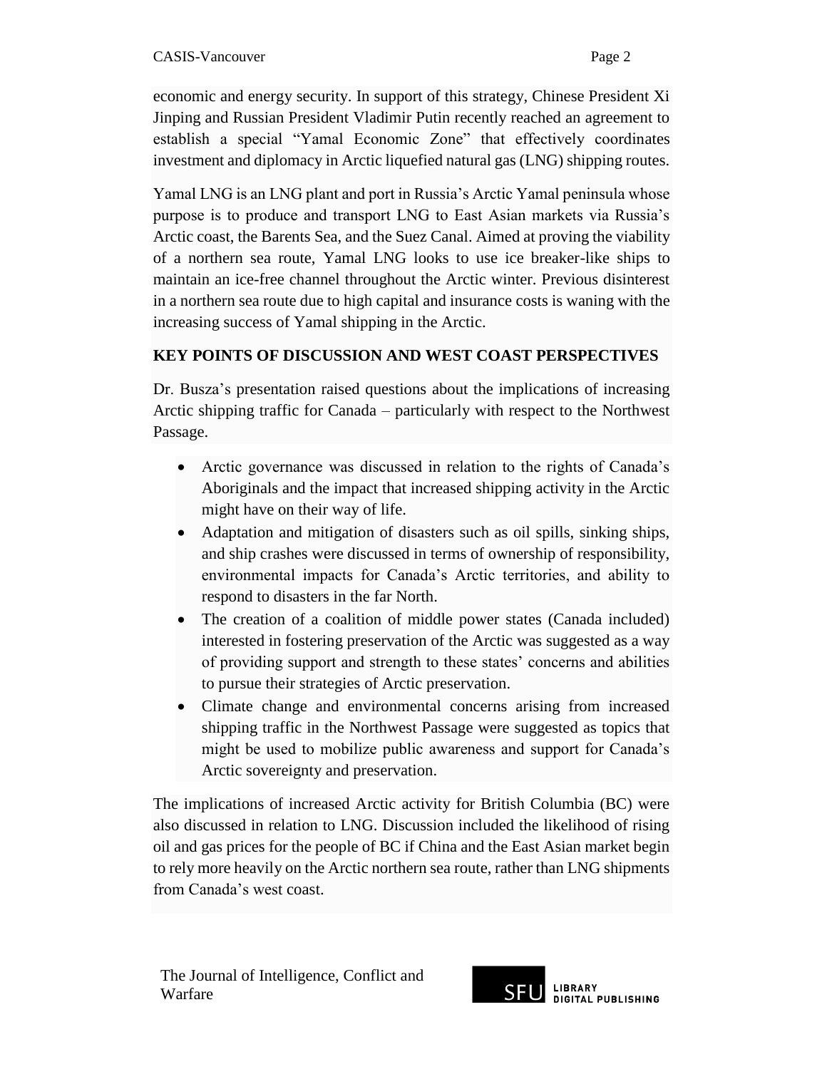economic and energy security. In support of this strategy, Chinese President Xi Jinping and Russian President Vladimir Putin recently reached an agreement to establish a special "Yamal Economic Zone" that effectively coordinates investment and diplomacy in Arctic liquefied natural gas (LNG) shipping routes.

Yamal LNG is an LNG plant and port in Russia's Arctic Yamal peninsula whose purpose is to produce and transport LNG to East Asian markets via Russia's Arctic coast, the Barents Sea, and the Suez Canal. Aimed at proving the viability of a northern sea route, Yamal LNG looks to use ice breaker-like ships to maintain an ice-free channel throughout the Arctic winter. Previous disinterest in a northern sea route due to high capital and insurance costs is waning with the increasing success of Yamal shipping in the Arctic.

**KEY POINTS OF DISCUSSION AND WEST COAST PERSPECTIVES**

Dr. Busza's presentation raised questions about the implications of increasing Arctic shipping traffic for Canada – particularly with respect to the Northwest Passage.

- Arctic governance was discussed in relation to the rights of Canada's Aboriginals and the impact that increased shipping activity in the Arctic might have on their way of life.
- Adaptation and mitigation of disasters such as oil spills, sinking ships, and ship crashes were discussed in terms of ownership of responsibility, environmental impacts for Canada's Arctic territories, and ability to respond to disasters in the far North.
- The creation of a coalition of middle power states (Canada included) interested in fostering preservation of the Arctic was suggested as a way of providing support and strength to these states' concerns and abilities to pursue their strategies of Arctic preservation.
- Climate change and environmental concerns arising from increased shipping traffic in the Northwest Passage were suggested as topics that might be used to mobilize public awareness and support for Canada's Arctic sovereignty and preservation.

The implications of increased Arctic activity for British Columbia (BC) were also discussed in relation to LNG. Discussion included the likelihood of rising oil and gas prices for the people of BC if China and the East Asian market begin to rely more heavily on the Arctic northern sea route, rather than LNG shipments from Canada's west coast.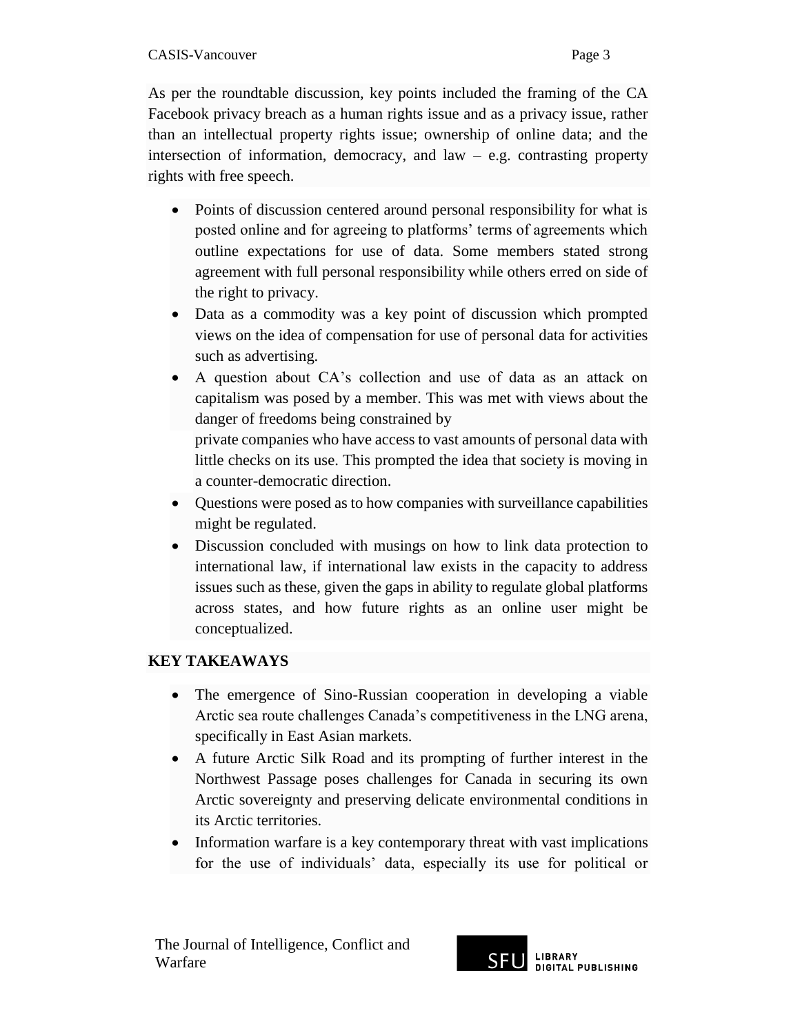As per the roundtable discussion, key points included the framing of the CA Facebook privacy breach as a human rights issue and as a privacy issue, rather than an intellectual property rights issue; ownership of online data; and the intersection of information, democracy, and law – e.g. contrasting property rights with free speech.

- Points of discussion centered around personal responsibility for what is posted online and for agreeing to platforms' terms of agreements which outline expectations for use of data. Some members stated strong agreement with full personal responsibility while others erred on side of the right to privacy.
- Data as a commodity was a key point of discussion which prompted views on the idea of compensation for use of personal data for activities such as advertising.
- A question about CA's collection and use of data as an attack on capitalism was posed by a member. This was met with views about the danger of freedoms being constrained by private companies who have access to vast amounts of personal data with little checks on its use. This prompted the idea that society is moving in a counter-democratic direction.
- Questions were posed as to how companies with surveillance capabilities might be regulated.
- Discussion concluded with musings on how to link data protection to international law, if international law exists in the capacity to address issues such as these, given the gaps in ability to regulate global platforms across states, and how future rights as an online user might be conceptualized.

**KEY TAKEAWAYS**

- The emergence of Sino-Russian cooperation in developing a viable Arctic sea route challenges Canada's competitiveness in the LNG arena, specifically in East Asian markets.
- A future Arctic Silk Road and its prompting of further interest in the Northwest Passage poses challenges for Canada in securing its own Arctic sovereignty and preserving delicate environmental conditions in its Arctic territories.
- Information warfare is a key contemporary threat with vast implications for the use of individuals' data, especially its use for political or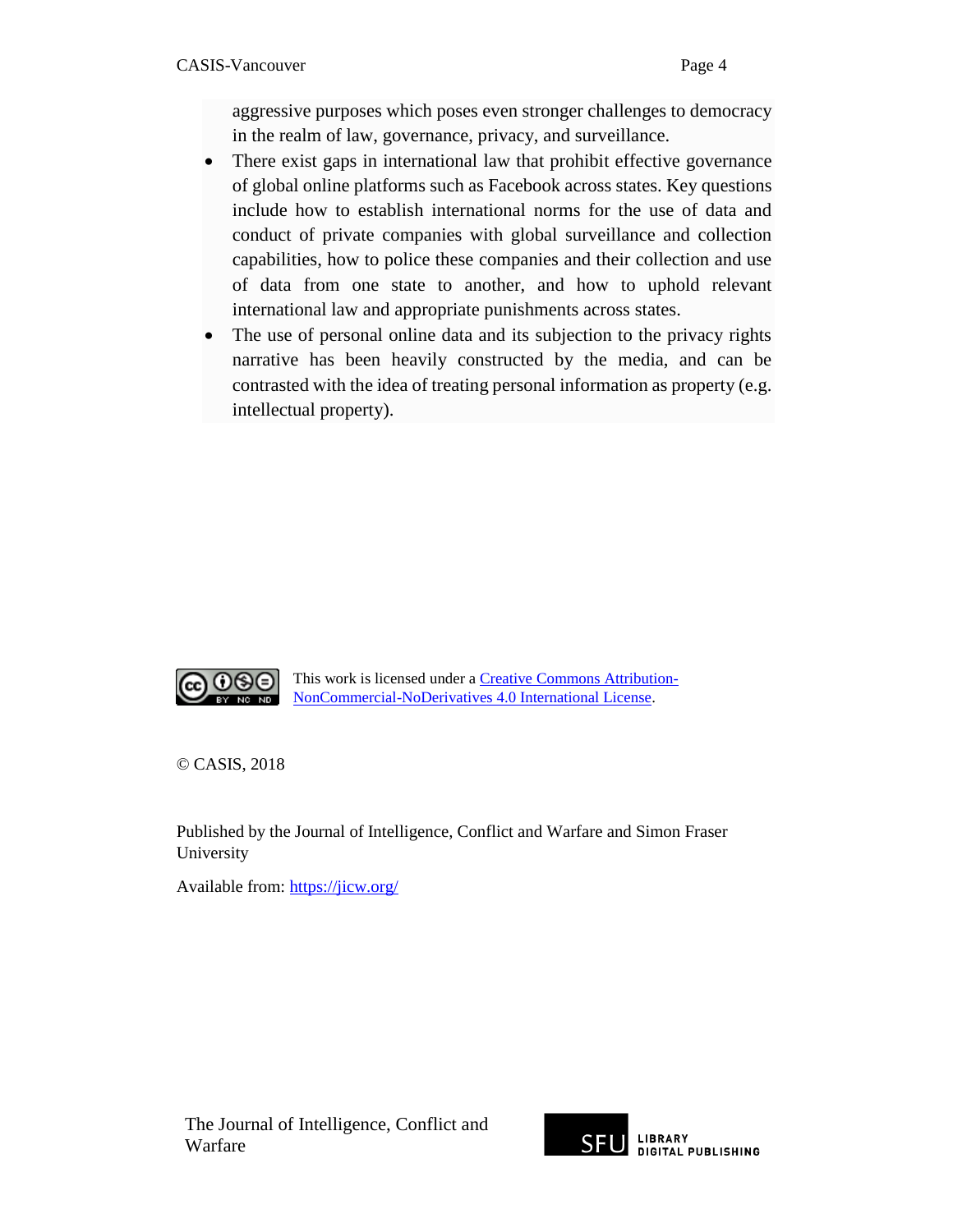aggressive purposes which poses even stronger challenges to democracy in the realm of law, governance, privacy, and surveillance.

- There exist gaps in international law that prohibit effective governance of global online platforms such as Facebook across states. Key questions include how to establish international norms for the use of data and conduct of private companies with global surveillance and collection capabilities, how to police these companies and their collection and use of data from one state to another, and how to uphold relevant international law and appropriate punishments across states.
- The use of personal online data and its subjection to the privacy rights narrative has been heavily constructed by the media, and can be contrasted with the idea of treating personal information as property (e.g. intellectual property).

This work is licensed under a Creative Commons Attribution-NonCommercial-NoDerivatives 4.0 International License.

© CASIS, 2018

Published by the Journal of Intelligence, Conflict and Warfare and Simon Fraser University

Available from: https://jicw.org/